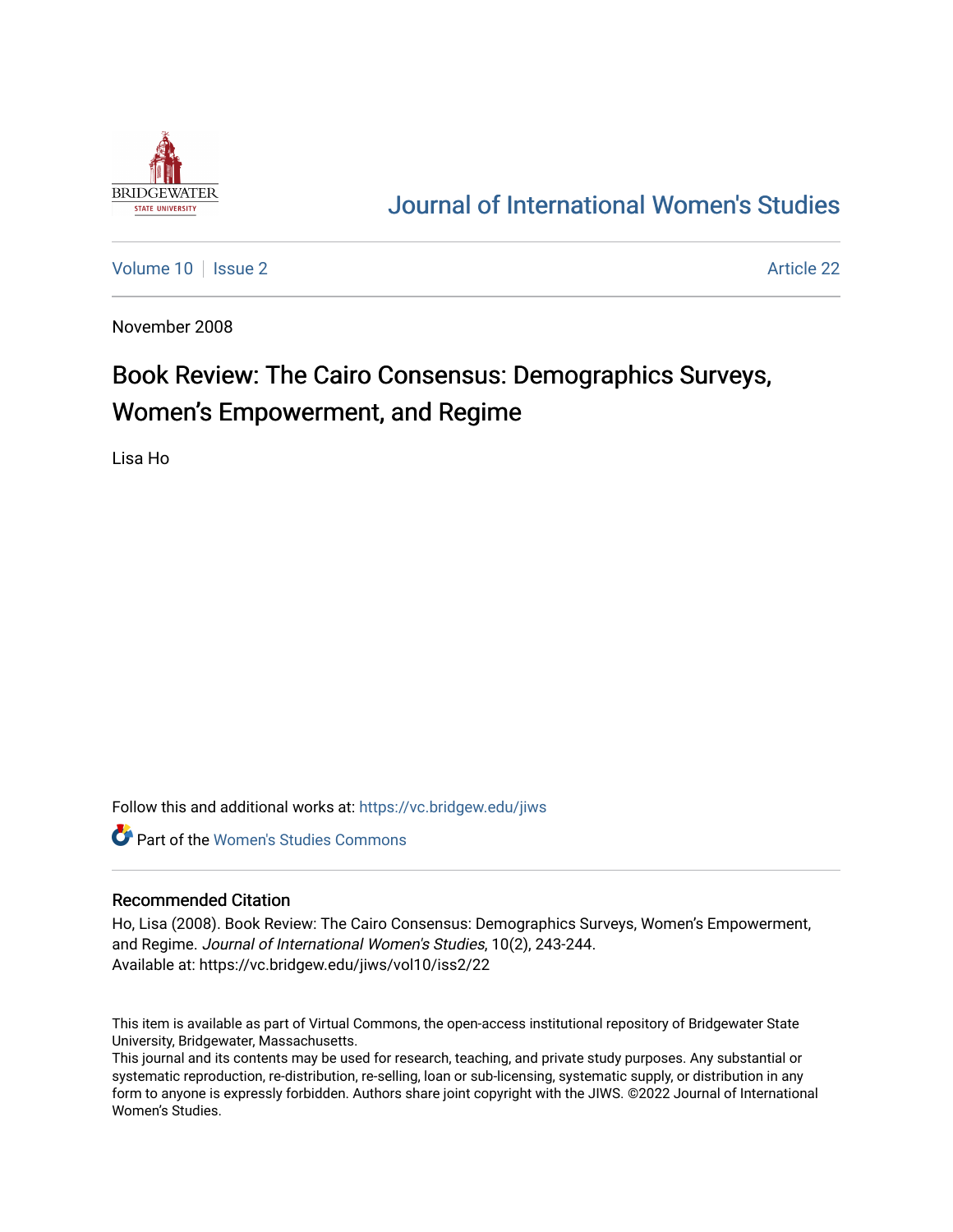Journal of International Women's Studies

Volume 10 | Issue 2 | Article 22

November 2008

# Book Review: The Cairo Consensus: Demographics Surveys, Women's Empowerment, and Regime

Lisa Ho

Follow this and additional works at: https://vc.bridgew.edu/jiws

Part of the Women's Studies Commons

## Recommended Citation

Ho, Lisa (2008). Book Review: The Cairo Consensus: Demographics Surveys, Women's Empowerment, and Regime. *Journal of International Women's Studies*, 10(2), 243-244.
Available at: https://vc.bridgew.edu/jiws/vol10/iss2/22

This item is available as part of Virtual Commons, the open-access institutional repository of Bridgewater State University, Bridgewater, Massachusetts.
This journal and its contents may be used for research, teaching, and private study purposes. Any substantial or systematic reproduction, re-distribution, re-selling, loan or sub-licensing, systematic supply, or distribution in any form to anyone is expressly forbidden. Authors share joint copyright with the JIWS. ©2022 Journal of International Women's Studies.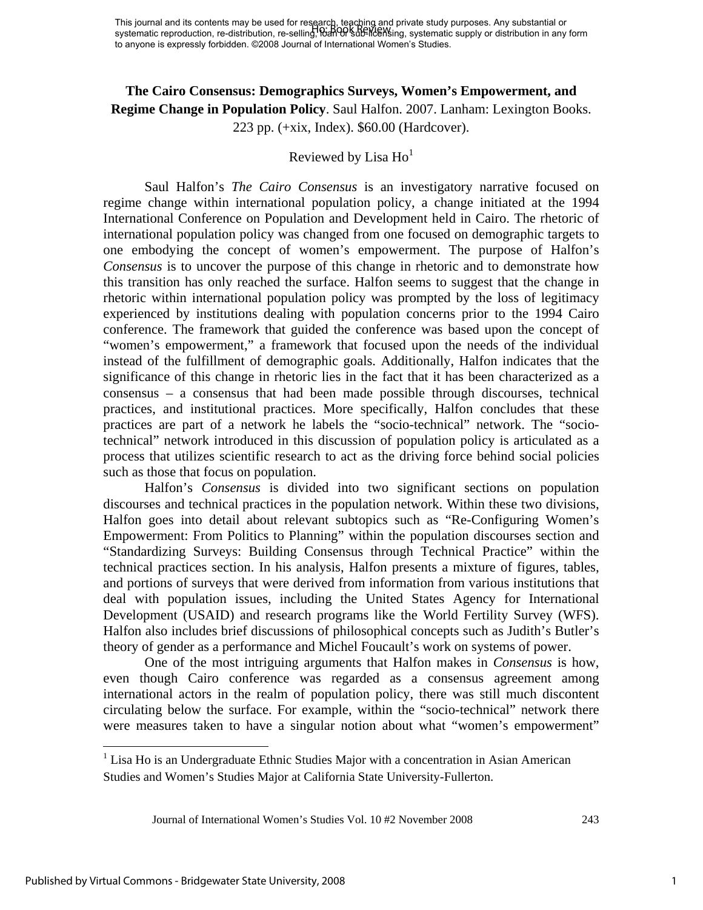**The Cairo Consensus: Demographics Surveys, Women's Empowerment, and Regime Change in Population Policy**. Saul Halfon. 2007. Lanham: Lexington Books. 223 pp. (+xix, Index). $60.00 (Hardcover).

Reviewed by Lisa Ho[1]

Saul Halfon's *The Cairo Consensus* is an investigatory narrative focused on regime change within international population policy, a change initiated at the 1994 International Conference on Population and Development held in Cairo. The rhetoric of international population policy was changed from one focused on demographic targets to one embodying the concept of women's empowerment. The purpose of Halfon's *Consensus* is to uncover the purpose of this change in rhetoric and to demonstrate how this transition has only reached the surface. Halfon seems to suggest that the change in rhetoric within international population policy was prompted by the loss of legitimacy experienced by institutions dealing with population concerns prior to the 1994 Cairo conference. The framework that guided the conference was based upon the concept of "women's empowerment," a framework that focused upon the needs of the individual instead of the fulfillment of demographic goals. Additionally, Halfon indicates that the significance of this change in rhetoric lies in the fact that it has been characterized as a consensus – a consensus that had been made possible through discourses, technical practices, and institutional practices. More specifically, Halfon concludes that these practices are part of a network he labels the "socio-technical" network. The "socio-technical" network introduced in this discussion of population policy is articulated as a process that utilizes scientific research to act as the driving force behind social policies such as those that focus on population.

Halfon's *Consensus* is divided into two significant sections on population discourses and technical practices in the population network. Within these two divisions, Halfon goes into detail about relevant subtopics such as "Re-Configuring Women's Empowerment: From Politics to Planning" within the population discourses section and "Standardizing Surveys: Building Consensus through Technical Practice" within the technical practices section. In his analysis, Halfon presents a mixture of figures, tables, and portions of surveys that were derived from information from various institutions that deal with population issues, including the United States Agency for International Development (USAID) and research programs like the World Fertility Survey (WFS). Halfon also includes brief discussions of philosophical concepts such as Judith's Butler's theory of gender as a performance and Michel Foucault's work on systems of power.

One of the most intriguing arguments that Halfon makes in *Consensus* is how, even though Cairo conference was regarded as a consensus agreement among international actors in the realm of population policy, there was still much discontent circulating below the surface. For example, within the "socio-technical" network there were measures taken to have a singular notion about what "women's empowerment"

[1] Lisa Ho is an Undergraduate Ethnic Studies Major with a concentration in Asian American Studies and Women's Studies Major at California State University-Fullerton.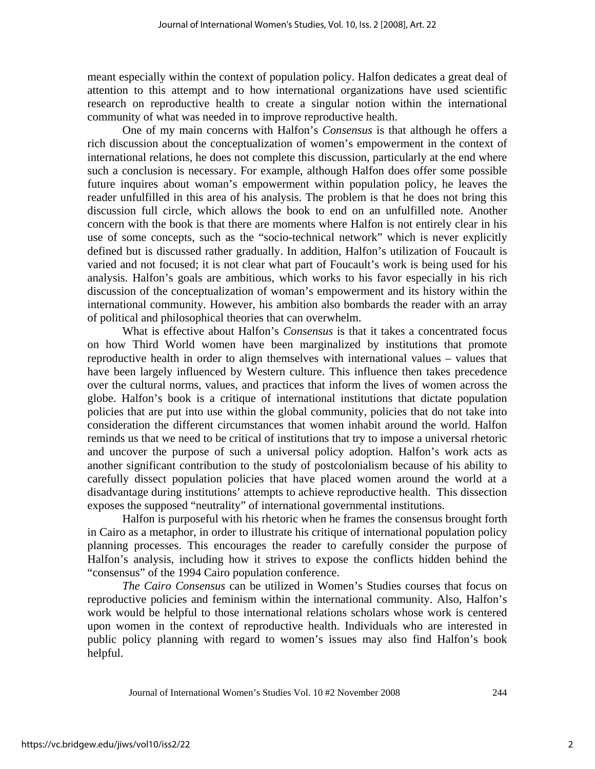meant especially within the context of population policy. Halfon dedicates a great deal of attention to this attempt and to how international organizations have used scientific research on reproductive health to create a singular notion within the international community of what was needed in to improve reproductive health.

One of my main concerns with Halfon's *Consensus* is that although he offers a rich discussion about the conceptualization of women's empowerment in the context of international relations, he does not complete this discussion, particularly at the end where such a conclusion is necessary. For example, although Halfon does offer some possible future inquires about woman's empowerment within population policy, he leaves the reader unfulfilled in this area of his analysis. The problem is that he does not bring this discussion full circle, which allows the book to end on an unfulfilled note. Another concern with the book is that there are moments where Halfon is not entirely clear in his use of some concepts, such as the "socio-technical network" which is never explicitly defined but is discussed rather gradually. In addition, Halfon's utilization of Foucault is varied and not focused; it is not clear what part of Foucault's work is being used for his analysis. Halfon's goals are ambitious, which works to his favor especially in his rich discussion of the conceptualization of woman's empowerment and its history within the international community. However, his ambition also bombards the reader with an array of political and philosophical theories that can overwhelm.

What is effective about Halfon's *Consensus* is that it takes a concentrated focus on how Third World women have been marginalized by institutions that promote reproductive health in order to align themselves with international values – values that have been largely influenced by Western culture. This influence then takes precedence over the cultural norms, values, and practices that inform the lives of women across the globe. Halfon's book is a critique of international institutions that dictate population policies that are put into use within the global community, policies that do not take into consideration the different circumstances that women inhabit around the world. Halfon reminds us that we need to be critical of institutions that try to impose a universal rhetoric and uncover the purpose of such a universal policy adoption. Halfon's work acts as another significant contribution to the study of postcolonialism because of his ability to carefully dissect population policies that have placed women around the world at a disadvantage during institutions' attempts to achieve reproductive health. This dissection exposes the supposed "neutrality" of international governmental institutions.

Halfon is purposeful with his rhetoric when he frames the consensus brought forth in Cairo as a metaphor, in order to illustrate his critique of international population policy planning processes. This encourages the reader to carefully consider the purpose of Halfon's analysis, including how it strives to expose the conflicts hidden behind the "consensus" of the 1994 Cairo population conference.

*The Cairo Consensus* can be utilized in Women's Studies courses that focus on reproductive policies and feminism within the international community. Also, Halfon's work would be helpful to those international relations scholars whose work is centered upon women in the context of reproductive health. Individuals who are interested in public policy planning with regard to women's issues may also find Halfon's book helpful.